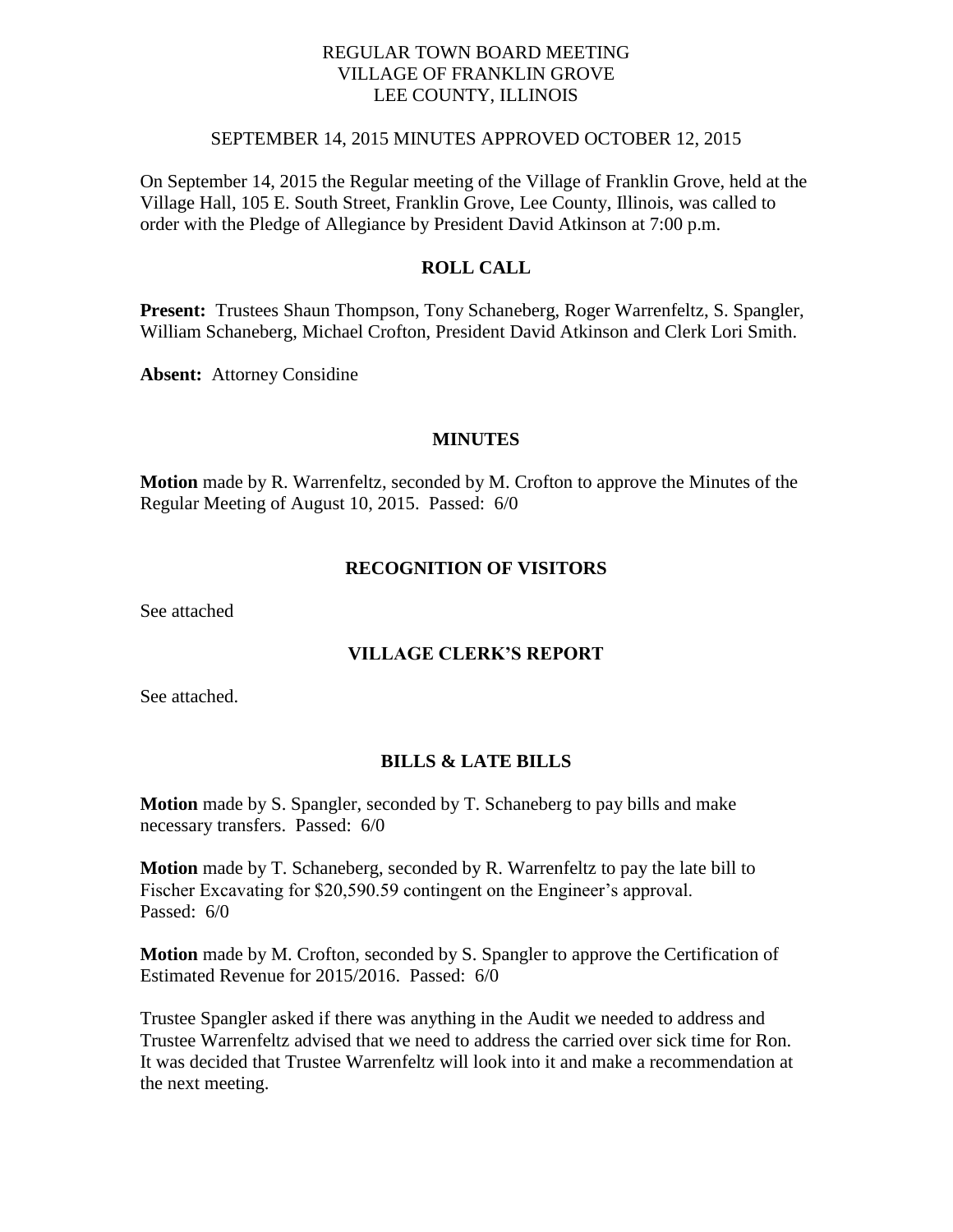REGULAR TOWN BOARD MEETING
VILLAGE OF FRANKLIN GROVE
LEE COUNTY, ILLINOIS

SEPTEMBER 14, 2015 MINUTES APPROVED OCTOBER 12, 2015

On September 14, 2015 the Regular meeting of the Village of Franklin Grove, held at the Village Hall, 105 E. South Street, Franklin Grove, Lee County, Illinois, was called to order with the Pledge of Allegiance by President David Atkinson at 7:00 p.m.

## ROLL CALL

**Present:** Trustees Shaun Thompson, Tony Schaneberg, Roger Warrenfeltz, S. Spangler, William Schaneberg, Michael Crofton, President David Atkinson and Clerk Lori Smith.

**Absent:** Attorney Considine

## MINUTES

**Motion** made by R. Warrenfeltz, seconded by M. Crofton to approve the Minutes of the Regular Meeting of August 10, 2015. Passed: 6/0

## RECOGNITION OF VISITORS

See attached

## VILLAGE CLERK'S REPORT

See attached.

## BILLS & LATE BILLS

**Motion** made by S. Spangler, seconded by T. Schaneberg to pay bills and make necessary transfers. Passed: 6/0

**Motion** made by T. Schaneberg, seconded by R. Warrenfeltz to pay the late bill to Fischer Excavating for $20,590.59 contingent on the Engineer's approval. Passed: 6/0

**Motion** made by M. Crofton, seconded by S. Spangler to approve the Certification of Estimated Revenue for 2015/2016. Passed: 6/0

Trustee Spangler asked if there was anything in the Audit we needed to address and Trustee Warrenfeltz advised that we need to address the carried over sick time for Ron. It was decided that Trustee Warrenfeltz will look into it and make a recommendation at the next meeting.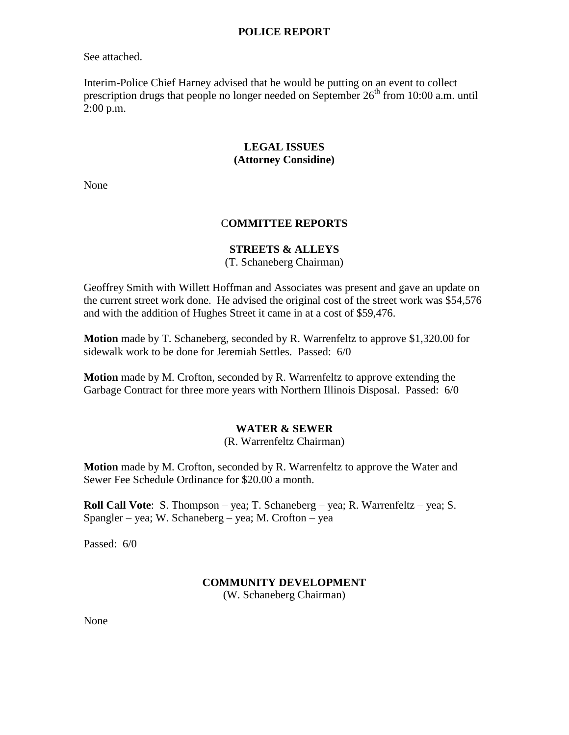## POLICE REPORT

See attached.

Interim-Police Chief Harney advised that he would be putting on an event to collect prescription drugs that people no longer needed on September 26th from 10:00 a.m. until 2:00 p.m.

## LEGAL ISSUES
## (Attorney Considine)

None

## COMMITTEE REPORTS

### STREETS & ALLEYS
(T. Schaneberg Chairman)

Geoffrey Smith with Willett Hoffman and Associates was present and gave an update on the current street work done. He advised the original cost of the street work was $54,576 and with the addition of Hughes Street it came in at a cost of $59,476.

**Motion** made by T. Schaneberg, seconded by R. Warrenfeltz to approve $1,320.00 for sidewalk work to be done for Jeremiah Settles. Passed: 6/0

**Motion** made by M. Crofton, seconded by R. Warrenfeltz to approve extending the Garbage Contract for three more years with Northern Illinois Disposal. Passed: 6/0

### WATER & SEWER
(R. Warrenfeltz Chairman)

**Motion** made by M. Crofton, seconded by R. Warrenfeltz to approve the Water and Sewer Fee Schedule Ordinance for $20.00 a month.

**Roll Call Vote**: S. Thompson – yea; T. Schaneberg – yea; R. Warrenfeltz – yea; S. Spangler – yea; W. Schaneberg – yea; M. Crofton – yea

Passed: 6/0

### COMMUNITY DEVELOPMENT
(W. Schaneberg Chairman)

None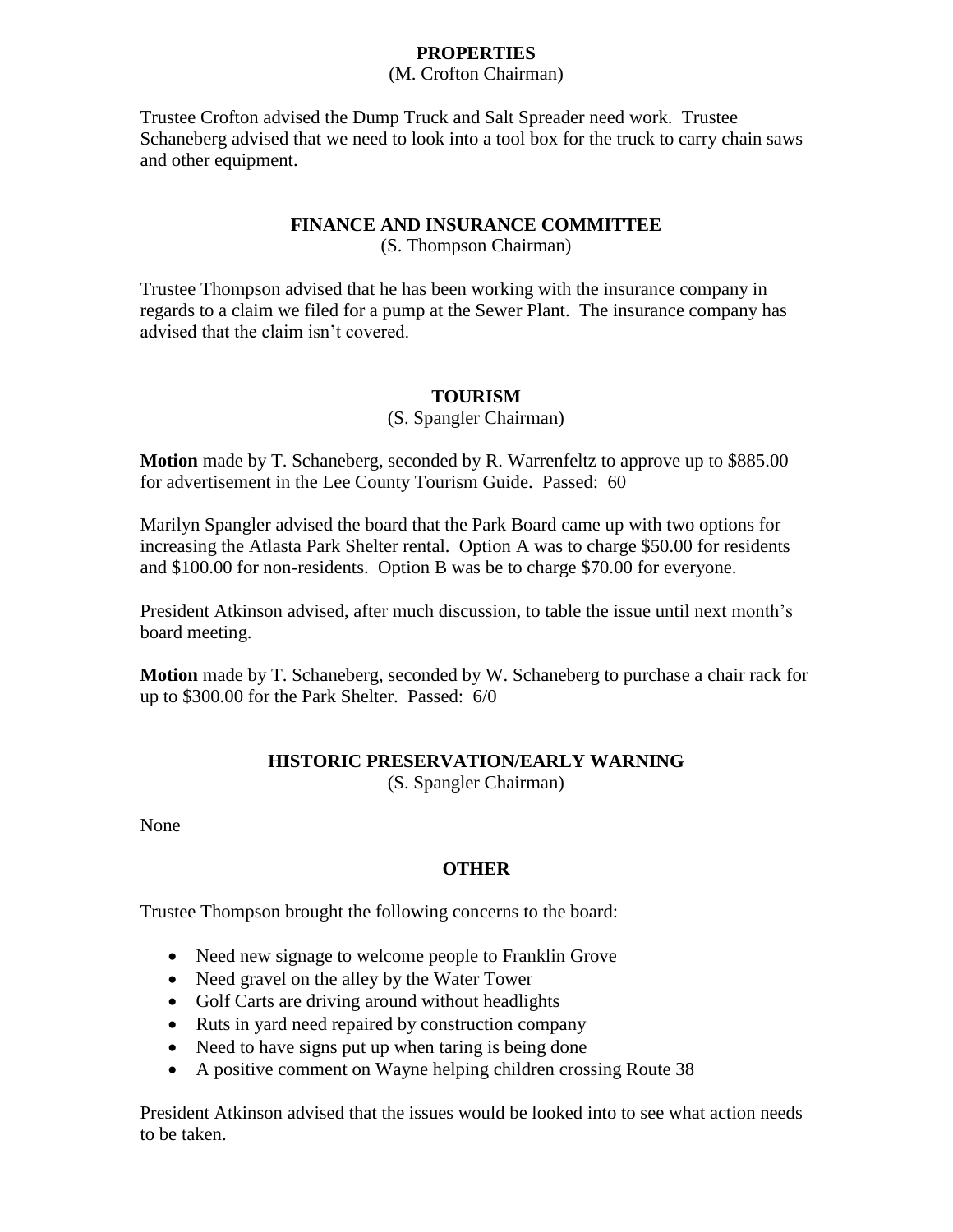## PROPERTIES

(M. Crofton Chairman)

Trustee Crofton advised the Dump Truck and Salt Spreader need work. Trustee Schaneberg advised that we need to look into a tool box for the truck to carry chain saws and other equipment.

## FINANCE AND INSURANCE COMMITTEE

(S. Thompson Chairman)

Trustee Thompson advised that he has been working with the insurance company in regards to a claim we filed for a pump at the Sewer Plant. The insurance company has advised that the claim isn't covered.

## TOURISM

(S. Spangler Chairman)

**Motion** made by T. Schaneberg, seconded by R. Warrenfeltz to approve up to $885.00 for advertisement in the Lee County Tourism Guide. Passed: 60

Marilyn Spangler advised the board that the Park Board came up with two options for increasing the Atlasta Park Shelter rental. Option A was to charge $50.00 for residents and $100.00 for non-residents. Option B was be to charge $70.00 for everyone.

President Atkinson advised, after much discussion, to table the issue until next month's board meeting.

**Motion** made by T. Schaneberg, seconded by W. Schaneberg to purchase a chair rack for up to $300.00 for the Park Shelter. Passed: 6/0

## HISTORIC PRESERVATION/EARLY WARNING

(S. Spangler Chairman)

None

## OTHER

Trustee Thompson brought the following concerns to the board:

- Need new signage to welcome people to Franklin Grove
- Need gravel on the alley by the Water Tower
- Golf Carts are driving around without headlights
- Ruts in yard need repaired by construction company
- Need to have signs put up when taring is being done
- A positive comment on Wayne helping children crossing Route 38

President Atkinson advised that the issues would be looked into to see what action needs to be taken.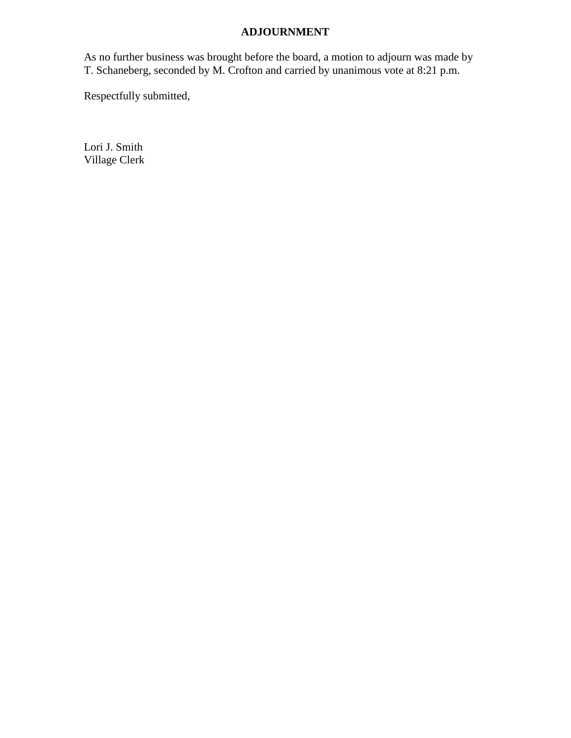**ADJOURNMENT**

As no further business was brought before the board, a motion to adjourn was made by T. Schaneberg, seconded by M. Crofton and carried by unanimous vote at 8:21 p.m.

Respectfully submitted,

Lori J. Smith
Village Clerk